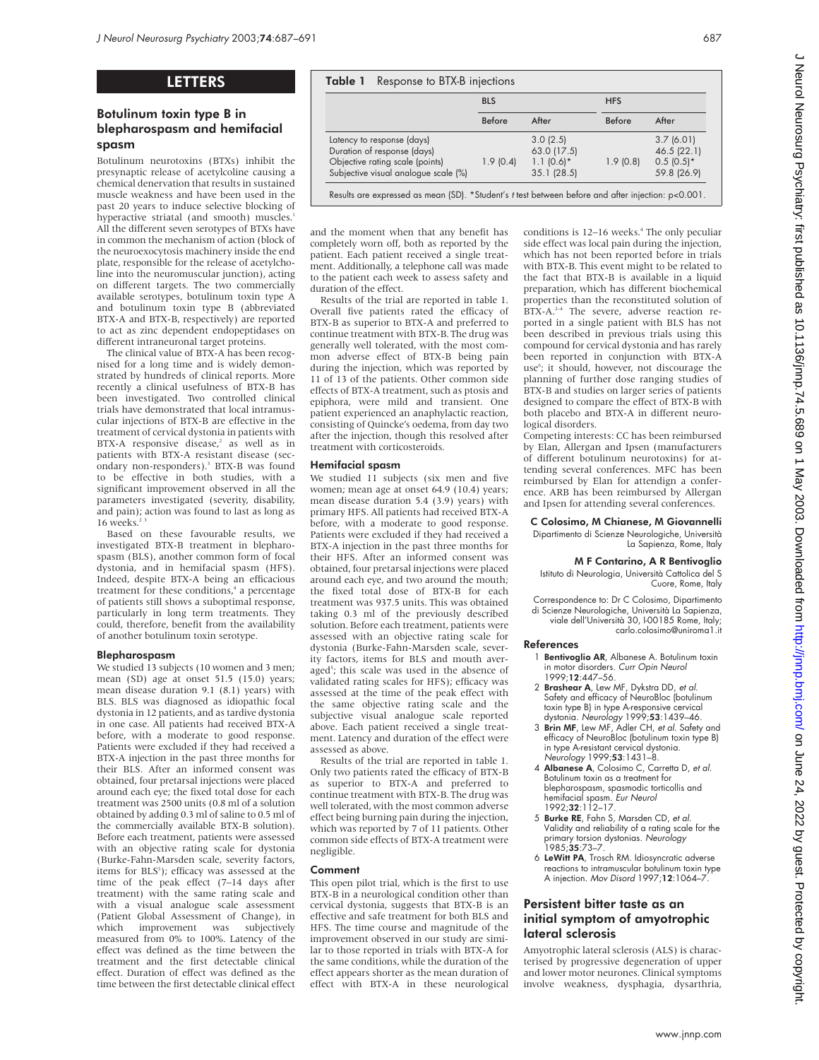# LETTERS

## Botulinum toxin type B in blepharospasm and hemifacial spasm

Botulinum neurotoxins (BTXs) inhibit the presynaptic release of acetylcoline causing a chemical denervation that results in sustained muscle weakness and have been used in the past 20 years to induce selective blocking of hyperactive striatal (and smooth) muscles.[1] All the different seven serotypes of BTXs have in common the mechanism of action (block of the neuroexocytosis machinery inside the end plate, responsible for the release of acetylcholine into the neuromuscular junction), acting on different targets. The two commercially available serotypes, botulinum toxin type A and botulinum toxin type B (abbreviated BTX-A and BTX-B, respectively) are reported to act as zinc dependent endopeptidases on different intraneuronal target proteins.

The clinical value of BTX-A has been recognised for a long time and is widely demonstrated by hundreds of clinical reports. More recently a clinical usefulness of BTX-B has been investigated. Two controlled clinical trials have demonstrated that local intramuscular injections of BTX-B are effective in the treatment of cervical dystonia in patients with BTX-A responsive disease,[2] as well as in patients with BTX-A resistant disease (secondary non-responders).[3] BTX-B was found to be effective in both studies, with a significant improvement observed in all the parameters investigated (severity, disability, and pain); action was found to last as long as 16 weeks.[2,3]

Based on these favourable results, we investigated BTX-B treatment in blepharospasm (BLS), another common form of focal dystonia, and in hemifacial spasm (HFS). Indeed, despite BTX-A being an efficacious treatment for these conditions,[4] a percentage of patients still shows a suboptimal response, particularly in long term treatments. They could, therefore, benefit from the availability of another botulinum toxin serotype.

### Blepharospasm

We studied 13 subjects (10 women and 3 men; mean (SD) age at onset 51.5 (15.0) years; mean disease duration 9.1 (8.1) years) with BLS. BLS was diagnosed as idiopathic focal dystonia in 12 patients, and as tardive dystonia in one case. All patients had received BTX-A before, with a moderate to good response. Patients were excluded if they had received a BTX-A injection in the past three months for their BLS. After an informed consent was obtained, four pretarsal injections were placed around each eye; the fixed total dose for each treatment was 2500 units (0.8 ml of a solution obtained by adding 0.3 ml of saline to 0.5 ml of the commercially available BTX-B solution). Before each treatment, patients were assessed with an objective rating scale for dystonia (Burke-Fahn-Marsden scale, severity factors, items for BLS[5]); efficacy was assessed at the time of the peak effect (7–14 days after treatment) with the same rating scale and with a visual analogue scale assessment (Patient Global Assessment of Change), in which improvement was subjectively measured from 0% to 100%. Latency of the effect was defined as the time between the treatment and the first detectable clinical effect. Duration of effect was defined as the time between the first detectable clinical effect and the moment when that any benefit has completely worn off, both as reported by the patient. Each patient received a single treatment. Additionally, a telephone call was made to the patient each week to assess safety and duration of the effect.

**Table 1** Response to BTX-B injections

| | BLS | | HFS | |
|---|---|---|---|---|
| | Before | After | Before | After |
| Latency to response (days) | | 3.0 (2.5) | | 3.7 (6.01) |
| Duration of response (days) | | 63.0 (17.5) | | 46.5 (22.1) |
| Objective rating scale (points) | 1.9 (0.4) | 1.1 (0.6)* | 1.9 (0.8) | 0.5 (0.5)* |
| Subjective visual analogue scale (%) | | 35.1 (28.5) | | 59.8 (26.9) |

Results are expressed as mean (SD). *Student's *t* test between before and after injection: $p<0.001$.

Results of the trial are reported in table 1. Overall five patients rated the efficacy of BTX-B as superior to BTX-A and preferred to continue treatment with BTX-B. The drug was generally well tolerated, with the most common adverse effect of BTX-B being pain during the injection, which was reported by 11 of 13 of the patients. Other common side effects of BTX-A treatment, such as ptosis and epiphora, were mild and transient. One patient experienced an anaphylactic reaction, consisting of Quincke's oedema, from day two after the injection, though this resolved after treatment with corticosteroids.

### Hemifacial spasm

We studied 11 subjects (six men and five women; mean age at onset 64.9 (10.4) years; mean disease duration 5.4 (3.9) years) with primary HFS. All patients had received BTX-A before, with a moderate to good response. Patients were excluded if they had received a BTX-A injection in the past three months for their HFS. After an informed consent was obtained, four pretarsal injections were placed around each eye, and two around the mouth; the fixed total dose of BTX-B for each treatment was 937.5 units. This was obtained taking 0.3 ml of the previously described solution. Before each treatment, patients were assessed with an objective rating scale for dystonia (Burke-Fahn-Marsden scale, severity factors, items for BLS and mouth averaged[5]; this scale was used in the absence of validated rating scales for HFS); efficacy was assessed at the time of the peak effect with the same objective rating scale and the subjective visual analogue scale reported above. Each patient received a single treatment. Latency and duration of the effect were assessed as above.

Results of the trial are reported in table 1. Only two patients rated the efficacy of BTX-B as superior to BTX-A and preferred to continue treatment with BTX-B. The drug was well tolerated, with the most common adverse effect being burning pain during the injection, which was reported by 7 of 11 patients. Other common side effects of BTX-A treatment were negligible.

### Comment

This open pilot trial, which is the first to use BTX-B in a neurological condition other than cervical dystonia, suggests that BTX-B is an effective and safe treatment for both BLS and HFS. The time course and magnitude of the improvement observed in our study are similar to those reported in trials with BTX-A for the same conditions, while the duration of the effect appears shorter as the mean duration of effect with BTX-A in these neurological conditions is 12–16 weeks.[4] The only peculiar side effect was local pain during the injection, which has not been reported before in trials with BTX-B. This event might be related to the fact that BTX-B is available in a liquid preparation, which has different biochemical properties than the reconstituted solution of BTX-A.[2–4] The severe, adverse reaction reported in a single patient with BLS has not been described in previous trials using this compound for cervical dystonia and has rarely been reported in conjunction with BTX-A use[6]; it should, however, not discourage the planning of further dose ranging studies of BTX-B and studies on larger series of patients designed to compare the effect of BTX-B with both placebo and BTX-A in different neurological disorders.

Competing interests: CC has been reimbursed by Elan, Allergan and Ipsen (manufacturers of different botulinum neurotoxins) for attending several conferences. MFC has been reimbursed by Elan for attendign a conference. ARB has been reimbursed by Allergan and Ipsen for attending several conferences.

**C Colosimo, M Chianese, M Giovannelli**
Dipartimento di Scienze Neurologiche, Università La Sapienza, Rome, Italy

**M F Contarino, A R Bentivoglio**
Istituto di Neurologia, Università Cattolica del S Cuore, Rome, Italy

Correspondence to: Dr C Colosimo, Dipartimento di Scienze Neurologiche, Università La Sapienza, viale dell'Università 30, I-00185 Rome, Italy; carlo.colosimo@uniroma1.it

### References

1. **Bentivoglio AR**, Albanese A. Botulinum toxin in motor disorders. *Curr Opin Neurol* 1999;**12**:447–56.
2. **Brashear A**, Lew MF, Dykstra DD, *et al.* Safety and efficacy of NeuroBloc (botulinum toxin type B) in type A-responsive cervical dystonia. *Neurology* 1999;**53**:1439–46.
3. **Brin MF**, Lew MF, Adler CH, *et al.* Safety and efficacy of NeuroBloc (botulinum toxin type B) in type A-resistant cervical dystonia. *Neurology* 1999;**53**:1431–8.
4. **Albanese A**, Colosimo C, Carretta D, *et al.* Botulinum toxin as a treatment for blepharospasm, spasmodic torticollis and hemifacial spasm. *Eur Neurol* 1992;**32**:112–17.
5. **Burke RE**, Fahn S, Marsden CD, *et al.* Validity and reliability of a rating scale for the primary torsion dystonias. *Neurology* 1985;**35**:73–7.
6. **LeWitt PA**, Trosch RM. Idiosyncratic adverse reactions to intramuscular botulinum toxin type A injection. *Mov Disord* 1997;**12**:1064–7.

## Persistent bitter taste as an initial symptom of amyotrophic lateral sclerosis

Amyotrophic lateral sclerosis (ALS) is characterised by progressive degeneration of upper and lower motor neurones. Clinical symptoms involve weakness, dysphagia, dysarthria,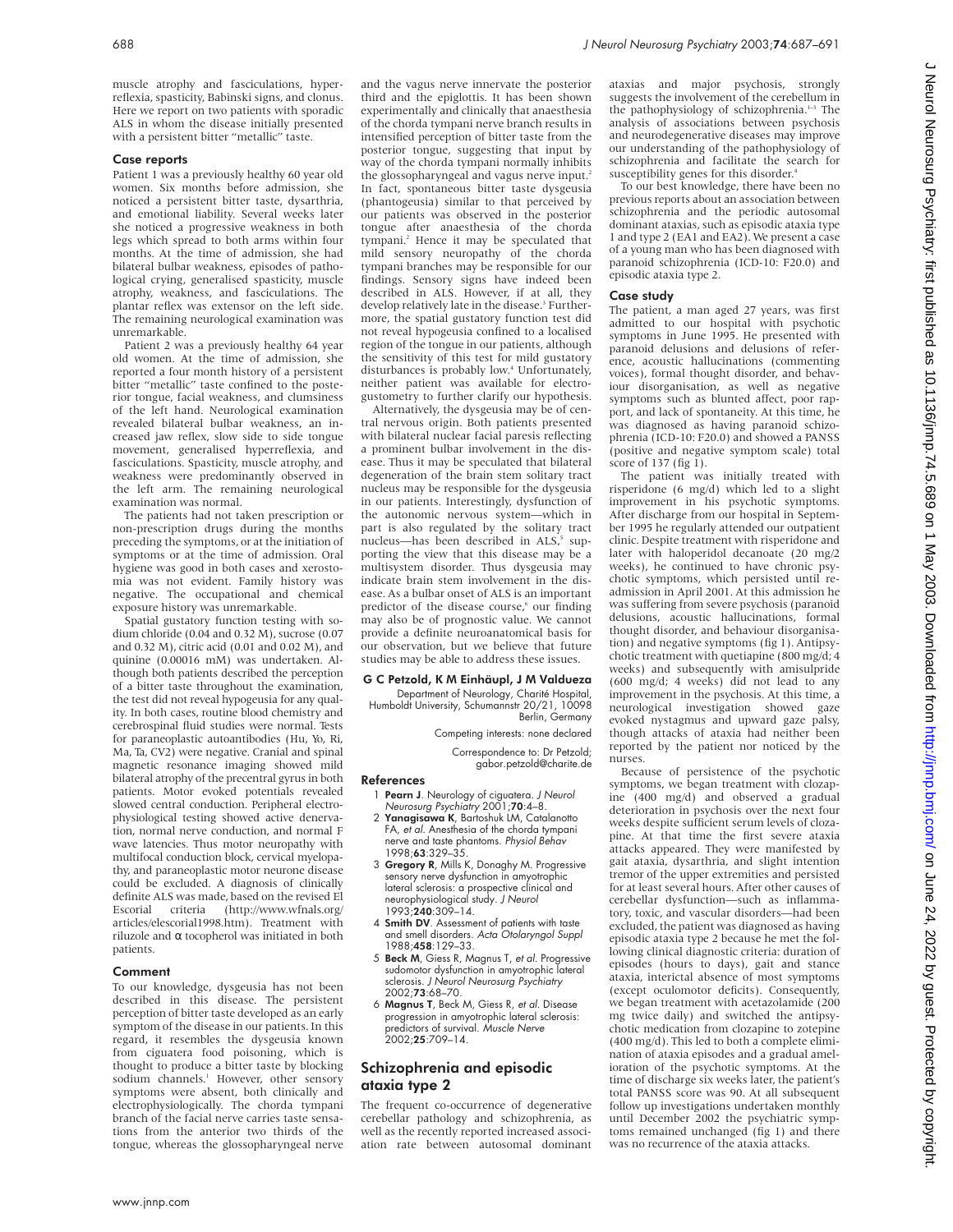muscle atrophy and fasciculations, hyperreflexia, spasticity, Babinski signs, and clonus. Here we report on two patients with sporadic ALS in whom the disease initially presented with a persistent bitter "metallic" taste.

### Case reports

Patient 1 was a previously healthy 60 year old women. Six months before admission, she noticed a persistent bitter taste, dysarthria, and emotional liability. Several weeks later she noticed a progressive weakness in both legs which spread to both arms within four months. At the time of admission, she had bilateral bulbar weakness, episodes of pathological crying, generalised spasticity, muscle atrophy, weakness, and fasciculations. The plantar reflex was extensor on the left side. The remaining neurological examination was unremarkable.

Patient 2 was a previously healthy 64 year old women. At the time of admission, she reported a four month history of a persistent bitter "metallic" taste confined to the posterior tongue, facial weakness, and clumsiness of the left hand. Neurological examination revealed bilateral bulbar weakness, an increased jaw reflex, slow side to side tongue movement, generalised hyperreflexia, and fasciculations. Spasticity, muscle atrophy, and weakness were predominantly observed in the left arm. The remaining neurological examination was normal.

The patients had not taken prescription or non-prescription drugs during the months preceding the symptoms, or at the initiation of symptoms or at the time of admission. Oral hygiene was good in both cases and xerostomia was not evident. Family history was negative. The occupational and chemical exposure history was unremarkable.

Spatial gustatory function testing with sodium chloride (0.04 and 0.32 M), sucrose (0.07 and 0.32 M), citric acid (0.01 and 0.02 M), and quinine (0.00016 mM) was undertaken. Although both patients described the perception of a bitter taste throughout the examination, the test did not reveal hypogeusia for any quality. In both cases, routine blood chemistry and cerebrospinal fluid studies were normal. Tests for paraneoplastic autoantibodies (Hu, Yo, Ri, Ma, Ta, CV2) were negative. Cranial and spinal magnetic resonance imaging showed mild bilateral atrophy of the precentral gyrus in both patients. Motor evoked potentials revealed slowed central conduction. Peripheral electrophysiological testing showed active denervation, normal nerve conduction, and normal F wave latencies. Thus motor neuropathy with multifocal conduction block, cervical myelopathy, and paraneoplastic motor neurone disease could be excluded. A diagnosis of clinically definite ALS was made, based on the revised El Escorial criteria (http://www.wfnals.org/articles/elescorial1998.htm). Treatment with riluzole and α tocopherol was initiated in both patients.

### Comment

To our knowledge, dysgeusia has not been described in this disease. The persistent perception of bitter taste developed as an early symptom of the disease in our patients. In this regard, it resembles the dysgeusia known from ciguatera food poisoning, which is thought to produce a bitter taste by blocking sodium channels.[1] However, other sensory symptoms were absent, both clinically and electrophysiologically. The chorda tympani branch of the facial nerve carries taste sensations from the anterior two thirds of the tongue, whereas the glossopharyngeal nerve and the vagus nerve innervate the posterior third and the epiglottis. It has been shown experimentally and clinically that anaesthesia of the chorda tympani nerve branch results in intensified perception of bitter taste from the posterior tongue, suggesting that input by way of the chorda tympani normally inhibits the glossopharyngeal and vagus nerve input.[2] In fact, spontaneous bitter taste dysgeusia (phantogeusia) similar to that perceived by our patients was observed in the posterior tongue after anaesthesia of the chorda tympani.[2] Hence it may be speculated that mild sensory neuropathy of the chorda tympani branches may be responsible for our findings. Sensory signs have indeed been described in ALS. However, if at all, they develop relatively late in the disease.[3] Furthermore, the spatial gustatory function test did not reveal hypogeusia confined to a localised region of the tongue in our patients, although the sensitivity of this test for mild gustatory disturbances is probably low.[4] Unfortunately, neither patient was available for electrogustometry to further clarify our hypothesis.

Alternatively, the dysgeusia may be of central nervous origin. Both patients presented with bilateral nuclear facial paresis reflecting a prominent bulbar involvement in the disease. Thus it may be speculated that bilateral degeneration of the brain stem solitary tract nucleus may be responsible for the dysgeusia in our patients. Interestingly, dysfunction of the autonomic nervous system—which in part is also regulated by the solitary tract nucleus—has been described in ALS,[5] supporting the view that this disease may be a multisystem disorder. Thus dysgeusia may indicate brain stem involvement in the disease. As a bulbar onset of ALS is an important predictor of the disease course,[6] our finding may also be of prognostic value. We cannot provide a definite neuroanatomical basis for our observation, but we believe that future studies may be able to address these issues.

**G C Petzold, K M Einhäupl, J M Valdueza**

Department of Neurology, Charité Hospital, Humboldt University, Schumannstr 20/21, 10098 Berlin, Germany

Competing interests: none declared

Correspondence to: Dr Petzold; gabor.petzold@charite.de

### References

1. **Pearn J**. Neurology of ciguatera. *J Neurol Neurosurg Psychiatry* 2001;**70**:4–8.
2. **Yanagisawa K**, Bartoshuk LM, Catalanotto FA, *et al*. Anesthesia of the chorda tympani nerve and taste phantoms. *Physiol Behav* 1998;**63**:329–35.
3. **Gregory R**, Mills K, Donaghy M. Progressive sensory nerve dysfunction in amyotrophic lateral sclerosis: a prospective clinical and neurophysiological study. *J Neurol* 1993;**240**:309–14.
4. **Smith DV**. Assessment of patients with taste and smell disorders. *Acta Otolaryngol Suppl* 1988;**458**:129–33.
5. **Beck M**, Giess R, Magnus T, *et al*. Progressive sudomotor dysfunction in amyotrophic lateral sclerosis. *J Neurol Neurosurg Psychiatry* 2002;**73**:68–70.
6. **Magnus T**, Beck M, Giess R, *et al*. Disease progression in amyotrophic lateral sclerosis: predictors of survival. *Muscle Nerve* 2002;**25**:709–14.

## Schizophrenia and episodic ataxia type 2

The frequent co-occurrence of degenerative cerebellar pathology and schizophrenia, as well as the recently reported increased association rate between autosomal dominant ataxias and major psychosis, strongly suggests the involvement of the cerebellum in the pathophysiology of schizophrenia.[1–3] The analysis of associations between psychosis and neurodegenerative diseases may improve our understanding of the pathophysiology of schizophrenia and facilitate the search for susceptibility genes for this disorder.[4]

To our best knowledge, there have been no previous reports about an association between schizophrenia and the periodic autosomal dominant ataxias, such as episodic ataxia type 1 and type 2 (EA1 and EA2). We present a case of a young man who has been diagnosed with paranoid schizophrenia (ICD-10: F20.0) and episodic ataxia type 2.

### Case study

The patient, a man aged 27 years, was first admitted to our hospital with psychotic symptoms in June 1995. He presented with paranoid delusions and delusions of reference, acoustic hallucinations (commenting voices), formal thought disorder, and behaviour disorganisation, as well as negative symptoms such as blunted affect, poor rapport, and lack of spontaneity. At this time, he was diagnosed as having paranoid schizophrenia (ICD-10: F20.0) and showed a PANSS (positive and negative symptom scale) total score of 137 (fig 1).

The patient was initially treated with risperidone (6 mg/d) which led to a slight improvement in his psychotic symptoms. After discharge from our hospital in September 1995 he regularly attended our outpatient clinic. Despite treatment with risperidone and later with haloperidol decanoate (20 mg/2 weeks), he continued to have chronic psychotic symptoms, which persisted until readmission in April 2001. At this admission he was suffering from severe psychosis (paranoid delusions, acoustic hallucinations, formal thought disorder, and behaviour disorganisation) and negative symptoms (fig 1). Antipsychotic treatment with quetiapine (800 mg/d; 4 weeks) and subsequently with amisulpride (600 mg/d; 4 weeks) did not lead to any improvement in the psychosis. At this time, a neurological investigation showed gaze evoked nystagmus and upward gaze palsy, though attacks of ataxia had neither been reported by the patient nor noticed by the nurses.

Because of persistence of the psychotic symptoms, we began treatment with clozapine (400 mg/d) and observed a gradual deterioration in psychosis over the next four weeks despite sufficient serum levels of clozapine. At that time the first severe ataxia attacks appeared. They were manifested by gait ataxia, dysarthria, and slight intention tremor of the upper extremities and persisted for at least several hours. After other causes of cerebellar dysfunction—such as inflammatory, toxic, and vascular disorders—had been excluded, the patient was diagnosed as having episodic ataxia type 2 because he met the following clinical diagnostic criteria: duration of episodes (hours to days), gait and stance ataxia, interictal absence of most symptoms (except oculomotor deficits). Consequently, we began treatment with acetazolamide (200 mg twice daily) and switched the antipsychotic medication from clozapine to zotepine (400 mg/d). This led to both a complete elimination of ataxia episodes and a gradual amelioration of the psychotic symptoms. At the time of discharge six weeks later, the patient's total PANSS score was 90. At all subsequent follow up investigations undertaken monthly until December 2002 the psychiatric symptoms remained unchanged (fig 1) and there was no recurrence of the ataxia attacks.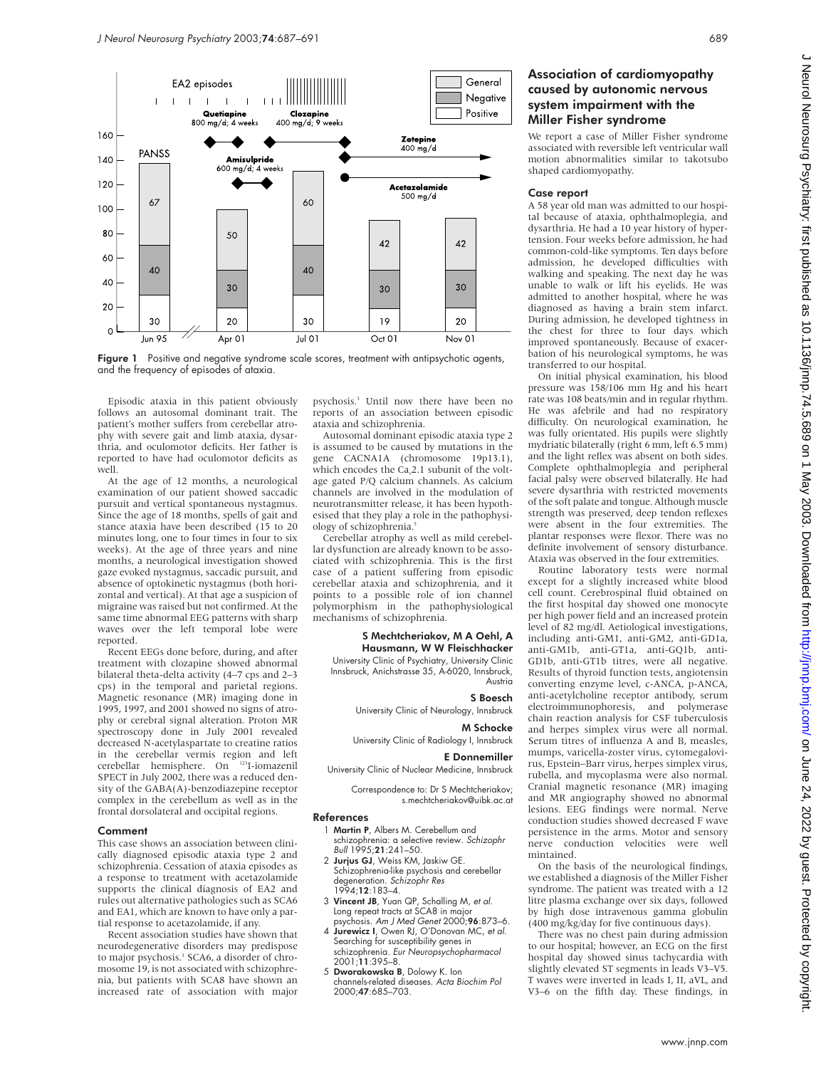Figure 1 Positive and negative syndrome scale scores, treatment with antipsychotic agents, and the frequency of episodes of ataxia.

Episodic ataxia in this patient obviously follows an autosomal dominant trait. The patient's mother suffers from cerebellar atrophy with severe gait and limb ataxia, dysarthria, and oculomotor deficits. Her father is reported to have had oculomotor deficits as well.

At the age of 12 months, a neurological examination of our patient showed saccadic pursuit and vertical spontaneous nystagmus. Since the age of 18 months, spells of gait and stance ataxia have been described (15 to 20 minutes long, one to four times in four to six weeks). At the age of three years and nine months, a neurological investigation showed gaze evoked nystagmus, saccadic pursuit, and absence of optokinetic nystagmus (both horizontal and vertical). At that age a suspicion of migraine was raised but not confirmed. At the same time abnormal EEG patterns with sharp waves over the left temporal lobe were reported.

Recent EEGs done before, during, and after treatment with clozapine showed abnormal bilateral theta-delta activity (4–7 cps and 2–3 cps) in the temporal and parietal regions. Magnetic resonance (MR) imaging done in 1995, 1997, and 2001 showed no signs of atrophy or cerebral signal alteration. Proton MR spectroscopy done in July 2001 revealed decreased N-acetylaspartate to creatine ratios in the cerebellar vermis region and left cerebellar hemisphere. On [123]I-iomazenil SPECT in July 2002, there was a reduced density of the GABA(A)-benzodiazepine receptor complex in the cerebellum as well as in the frontal dorsolateral and occipital regions.

### Comment

This case shows an association between clinically diagnosed episodic ataxia type 2 and schizophrenia. Cessation of ataxia episodes as a response to treatment with acetazolamide supports the clinical diagnosis of EA2 and rules out alternative pathologies such as SCA6 and EA1, which are known to have only a partial response to acetazolamide, if any.

Recent association studies have shown that neurodegenerative disorders may predispose to major psychosis.[3] SCA6, a disorder of chromosome 19, is not associated with schizophrenia, but patients with SCA8 have shown an increased rate of association with major psychosis.[3] Until now there have been no reports of an association between episodic ataxia and schizophrenia.

Autosomal dominant episodic ataxia type 2 is assumed to be caused by mutations in the gene CACNA1A (chromosome 19p13.1), which encodes the $Ca_v2.1$ subunit of the voltage gated P/Q calcium channels. As calcium channels are involved in the modulation of neurotransmitter release, it has been hypothesised that they play a role in the pathophysiology of schizophrenia.[5]

Cerebellar atrophy as well as mild cerebellar dysfunction are already known to be associated with schizophrenia. This is the first case of a patient suffering from episodic cerebellar ataxia and schizophrenia, and it points to a possible role of ion channel polymorphism in the pathophysiological mechanisms of schizophrenia.

**S Mechtcheriakov, M A Oehl, A Hausmann, W W Fleischhacker**
University Clinic of Psychiatry, University Clinic Innsbruck, Anichstrasse 35, A-6020, Innsbruck, Austria

**S Boesch**
University Clinic of Neurology, Innsbruck

**M Schocke**
University Clinic of Radiology I, Innsbruck

**E Donnemiller**
University Clinic of Nuclear Medicine, Innsbruck

Correspondence to: Dr S Mechtcheriakov; s.mechtcheriakov@uibk.ac.at

### References

1. **Martin P**, Albers M. Cerebellum and schizophrenia: a selective review. *Schizophr Bull* 1995;**21**:241–50.
2. **Jurjus GJ**, Weiss KM, Jaskiw GE. Schizophrenia-like psychosis and cerebellar degeneration. *Schizophr Res* 1994;**12**:183–4.
3. **Vincent JB**, Yuan QP, Schalling M, *et al*. Long repeat tracts at SCA8 in major psychosis. *Am J Med Genet* 2000;**96**:873–6.
4. **Jurewicz I**, Owen RJ, O'Donovan MC, *et al*. Searching for susceptibility genes in schizophrenia. *Eur Neuropsychopharmacol* 2001;**11**:395–8.
5. **Dworakowska B**, Dolowy K. Ion channels-related diseases. *Acta Biochim Pol* 2000;**47**:685–703.

## Association of cardiomyopathy caused by autonomic nervous system impairment with the Miller Fisher syndrome

We report a case of Miller Fisher syndrome associated with reversible left ventricular wall motion abnormalities similar to takotsubo shaped cardiomyopathy.

### Case report

A 58 year old man was admitted to our hospital because of ataxia, ophthalmoplegia, and dysarthria. He had a 10 year history of hypertension. Four weeks before admission, he had common-cold-like symptoms. Ten days before admission, he developed difficulties with walking and speaking. The next day he was unable to walk or lift his eyelids. He was admitted to another hospital, where he was diagnosed as having a brain stem infarct. During admission, he developed tightness in the chest for three to four days which improved spontaneously. Because of exacerbation of his neurological symptoms, he was transferred to our hospital.

On initial physical examination, his blood pressure was 158/106 mm Hg and his heart rate was 108 beats/min and in regular rhythm. He was afebrile and had no respiratory difficulty. On neurological examination, he was fully orientated. His pupils were slightly mydriatic bilaterally (right 6 mm, left 6.5 mm) and the light reflex was absent on both sides. Complete ophthalmoplegia and peripheral facial palsy were observed bilaterally. He had severe dysarthria with restricted movements of the soft palate and tongue. Although muscle strength was preserved, deep tendon reflexes were absent in the four extremities. The plantar responses were flexor. There was no definite involvement of sensory disturbance. Ataxia was observed in the four extremities.

Routine laboratory tests were normal except for a slightly increased white blood cell count. Cerebrospinal fluid obtained on the first hospital day showed one monocyte per high power field and an increased protein level of 82 mg/dl. Aetiological investigations, including anti-GM1, anti-GM2, anti-GD1a, anti-GM1b, anti-GT1a, anti-GQ1b, anti-GD1b, anti-GT1b titres, were all negative. Results of thyroid function tests, angiotensin converting enzyme level, c-ANCA, p-ANCA, anti-acetylcholine receptor antibody, serum electroimmunophoresis, and polymerase chain reaction analysis for CSF tuberculosis and herpes simplex virus were all normal. Serum titres of influenza A and B, measles, mumps, varicella-zoster virus, cytomegalovirus, Epstein–Barr virus, herpes simplex virus, rubella, and mycoplasma were also normal. Cranial magnetic resonance (MR) imaging and MR angiography showed no abnormal lesions. EEG findings were normal. Nerve conduction studies showed decreased F wave persistence in the arms. Motor and sensory nerve conduction velocities were well mintained.

On the basis of the neurological findings, we established a diagnosis of the Miller Fisher syndrome. The patient was treated with a 12 litre plasma exchange over six days, followed by high dose intravenous gamma globulin (400 mg/kg/day for five continuous days).

There was no chest pain during admission to our hospital; however, an ECG on the first hospital day showed sinus tachycardia with slightly elevated ST segments in leads V3–V5. T waves were inverted in leads I, II, aVL, and V3–6 on the fifth day. These findings, in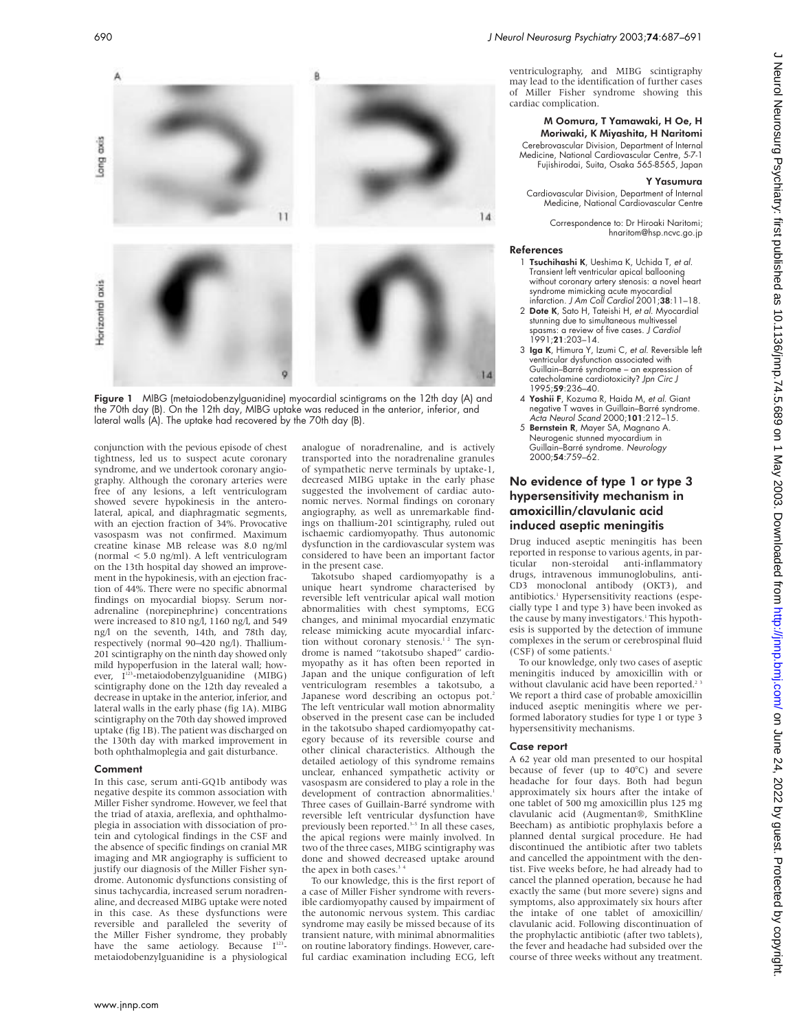Figure 1 MIBG (metaiodobenzylguanidine) myocardial scintigrams on the 12th day (A) and the 70th day (B). On the 12th day, MIBG uptake was reduced in the anterior, inferior, and lateral walls (A). The uptake had recovered by the 70th day (B).

conjunction with the pevious episode of chest tightness, led us to suspect acute coronary syndrome, and we undertook coronary angiography. Although the coronary arteries were free of any lesions, a left ventriculogram showed severe hypokinesis in the anterolateral, apical, and diaphragmatic segments, with an ejection fraction of 34%. Provocative vasospasm was not confirmed. Maximum creatine kinase MB release was 8.0 ng/ml (normal < 5.0 ng/ml). A left ventriculogram on the 13th hospital day showed an improvement in the hypokinesis, with an ejection fraction of 44%. There were no specific abnormal findings on myocardial biopsy. Serum noradrenaline (norepinephrine) concentrations were increased to 810 ng/l, 1160 ng/l, and 549 ng/l on the seventh, 14th, and 78th day, respectively (normal 90–420 ng/l). Thallium-201 scintigraphy on the ninth day showed only mild hypoperfusion in the lateral wall; however, $I^{123}$-metaiodobenzylguanidine (MIBG) scintigraphy done on the 12th day revealed a decrease in uptake in the anterior, inferior, and lateral walls in the early phase (fig 1A). MIBG scintigraphy on the 70th day showed improved uptake (fig 1B). The patient was discharged on the 130th day with marked improvement in both ophthalmoplegia and gait disturbance.

### Comment

In this case, serum anti-GQ1b antibody was negative despite its common association with Miller Fisher syndrome. However, we feel that the triad of ataxia, areflexia, and ophthalmoplegia in association with dissociation of protein and cytological findings in the CSF and the absence of specific findings on cranial MR imaging and MR angiography is sufficient to justify our diagnosis of the Miller Fisher syndrome. Autonomic dysfunctions consisting of sinus tachycardia, increased serum noradrenaline, and decreased MIBG uptake were noted in this case. As these dysfunctions were reversible and paralleled the severity of the Miller Fisher syndrome, they probably have the same aetiology. Because $I^{123}$-metaiodobenzylguanidine is a physiological analogue of noradrenaline, and is actively transported into the noradrenaline granules of sympathetic nerve terminals by uptake-1, decreased MIBG uptake in the early phase suggested the involvement of cardiac autonomic nerves. Normal findings on coronary angiography, as well as unremarkable findings on thallium-201 scintigraphy, ruled out ischaemic cardiomyopathy. Thus autonomic dysfunction in the cardiovascular system was considered to have been an important factor in the present case.

Takotsubo shaped cardiomyopathy is a unique heart syndrome characterised by reversible left ventricular apical wall motion abnormalities with chest symptoms, ECG changes, and minimal myocardial enzymatic release mimicking acute myocardial infarction without coronary stenosis.[1,2] The syndrome is named "takotsubo shaped" cardiomyopathy as it has often been reported in Japan and the unique configuration of left ventriculogram resembles a takotsubo, a Japanese word describing an octopus pot.[2] The left ventricular wall motion abnormality observed in the present case can be included in the takotsubo shaped cardiomyopathy category because of its reversible course and other clinical characteristics. Although the detailed aetiology of this syndrome remains unclear, enhanced sympathetic activity or vasospasm are considered to play a role in the development of contraction abnormalities.[1] Three cases of Guillain-Barré syndrome with reversible left ventricular dysfunction have previously been reported.[3–5] In all these cases, the apical regions were mainly involved. In two of the three cases, MIBG scintigraphy was done and showed decreased uptake around the apex in both cases.[3,4]

To our knowledge, this is the first report of a case of Miller Fisher syndrome with reversible cardiomyopathy caused by impairment of the autonomic nervous system. This cardiac syndrome may easily be missed because of its transient nature, with minimal abnormalities on routine laboratory findings. However, careful cardiac examination including ECG, left ventriculography, and MIBG scintigraphy may lead to the identification of further cases of Miller Fisher syndrome showing this cardiac complication.

**M Oomura, T Yamawaki, H Oe, H Moriwaki, K Miyashita, H Naritomi**
Cerebrovascular Division, Department of Internal Medicine, National Cardiovascular Centre, 5-7-1 Fujishirodai, Suita, Osaka 565-8565, Japan

**Y Yasumura**
Cardiovascular Division, Department of Internal Medicine, National Cardiovascular Centre

Correspondence to: Dr Hiroaki Naritomi; hnaritom@hsp.ncvc.go.jp

### References

1. **Tsuchihashi K**, Ueshima K, Uchida T, *et al*. Transient left ventricular apical ballooning without coronary artery stenosis: a novel heart syndrome mimicking acute myocardial infarction. *J Am Coll Cardiol* 2001;**38**:11–18.
2. **Dote K**, Sato H, Tateishi H, *et al*. Myocardial stunning due to simultaneous multivessel spasms: a review of five cases. *J Cardiol* 1991;**21**:203–14.
3. **Iga K**, Himura Y, Izumi C, *et al*. Reversible left ventricular dysfunction associated with Guillain–Barré syndrome – an expression of catecholamine cardiotoxicity? *Jpn Circ J* 1995;**59**:236–40.
4. **Yoshii F**, Kozuma R, Haida M, *et al*. Giant negative T waves in Guillain–Barré syndrome. *Acta Neurol Scand* 2000;**101**:212–15.
5. **Bernstein R**, Mayer SA, Magnano A. Neurogenic stunned myocardium in Guillain–Barré syndrome. *Neurology* 2000;**54**:759–62.

## No evidence of type 1 or type 3 hypersensitivity mechanism in amoxicillin/clavulanic acid induced aseptic meningitis

Drug induced aseptic meningitis has been reported in response to various agents, in particular non-steroidal anti-inflammatory drugs, intravenous immunoglobulins, anti-CD3 monoclonal antibody (OKT3), and antibiotics.[1] Hypersensitivity reactions (especially type 1 and type 3) have been invoked as the cause by many investigators.[1] This hypothesis is supported by the detection of immune complexes in the serum or cerebrospinal fluid (CSF) of some patients.[1]

To our knowledge, only two cases of aseptic meningitis induced by amoxicillin with or without clavulanic acid have been reported.[2,3] We report a third case of probable amoxicillin induced aseptic meningitis where we performed laboratory studies for type 1 or type 3 hypersensitivity mechanisms.

### Case report

A 62 year old man presented to our hospital because of fever (up to 40°C) and severe headache for four days. Both had begun approximately six hours after the intake of one tablet of 500 mg amoxicillin plus 125 mg clavulanic acid (Augmentan®, SmithKline Beecham) as antibiotic prophylaxis before a planned dental surgical procedure. He had discontinued the antibiotic after two tablets and cancelled the appointment with the dentist. Five weeks before, he had already had to cancel the planned operation, because he had exactly the same (but more severe) signs and symptoms, also approximately six hours after the intake of one tablet of amoxicillin/clavulanic acid. Following discontinuation of the prophylactic antibiotic (after two tablets), the fever and headache had subsided over the course of three weeks without any treatment.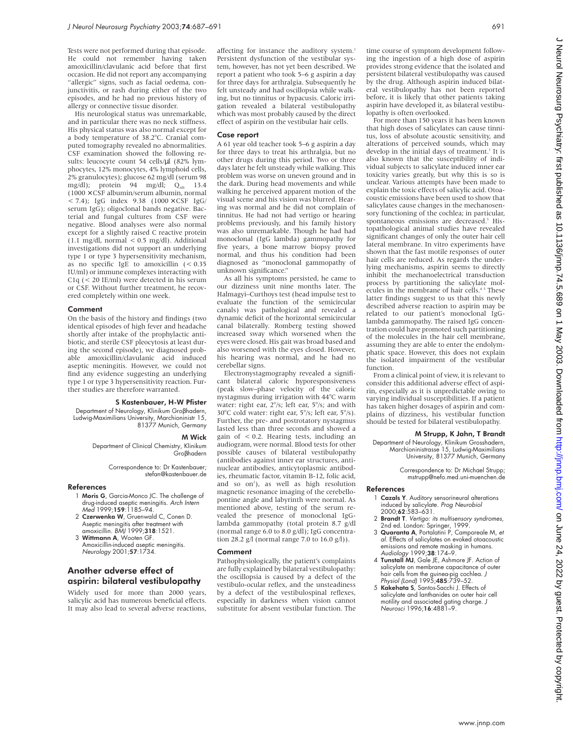Tests were not performed during that episode. He could not remember having taken amoxicillin/clavulanic acid before that first occasion. He did not report any accompanying "allergic" signs, such as facial oedema, conjunctivitis, or rash during either of the two episodes, and he had no previous history of allergy or connective tissue disorder.

His neurological status was unremarkable, and in particular there was no neck stiffness. His physical status was also normal except for a body temperature of 38.2°C. Cranial computed tomography revealed no abnormalities. CSF examination showed the following results: leucocyte count 54 cells/μl (82% lymphocytes, 12% monocytes, 4% lymphoid cells, 2% granulocytes); glucose 62 mg/dl (serum 98 mg/dl); protein 94 mg/dl; $Q_{Alb}$ 13.4 (1000 × CSF albumin/serum albumin, normal < 7.4); IgG index 9.38 (1000 × CSF IgG/serum IgG); oligoclonal bands negative. Bacterial and fungal cultures from CSF were negative. Blood analyses were also normal except for a slightly raised C reactive protein (1.1 mg/dl, normal < 0.5 mg/dl). Additional investigations did not support an underlying type 1 or type 3 hypersensitivity mechanism, as no specific IgE to amoxicillin (< 0.35 IU/ml) or immune complexes interacting with C1q (< 20 IE/ml) were detected in his serum or CSF. Without further treatment, he recovered completely within one week.

### Comment

On the basis of the history and findings (two identical episodes of high fever and headache shortly after intake of the prophylactic antibiotic, and sterile CSF pleocytosis at least during the second episode), we diagnosed probable amoxicillin/clavulanic acid induced aseptic meningitis. However, we could not find any evidence suggesting an underlying type 1 or type 3 hypersensitivity reaction. Further studies are therefore warranted.

**S Kastenbauer, H-W Pfister**

Department of Neurology, Klinikum Groβhadern, Ludwig-Maximilians University, Marchioninistr 15, 81377 Munich, Germany

**M Wick**

Department of Clinical Chemistry, Klinikum Groβhadern

Correspondence to: Dr Kastenbauer; stefan@kastenbauer.de

### References

1. **Moris G**, Garcia-Monco JC. The challenge of drug-induced aseptic meningitis. *Arch Intern Med* 1999;**159**:1185–94.
2. **Czerwenka W**, Gruenwald C, Conen D. Aseptic meningitis after treatment with amoxicillin. *BMJ* 1999;**318**:1521.
3. **Wittmann A**, Wooten GF. Amoxicillin-induced aseptic meningitis. *Neurology* 2001;**57**:1734.

## Another adverse effect of aspirin: bilateral vestibulopathy

Widely used for more than 2000 years, salicylic acid has numerous beneficial effects. It may also lead to several adverse reactions, affecting for instance the auditory system.[1] Persistent dysfunction of the vestibular system, however, has not yet been described. We report a patient who took 5–6 g aspirin a day for three days for arthralgia. Subsequently he felt unsteady and had oscillopsia while walking, but no tinnitus or hypacusis. Caloric irrigation revealed a bilateral vestibulopathy which was most probably caused by the direct effect of aspirin on the vestibular hair cells.

### Case report

A 61 year old teacher took 5–6 g aspirin a day for three days to treat his arthralgia, but no other drugs during this period. Two or three days later he felt unsteady while walking. This problem was worse on uneven ground and in the dark. During head movements and while walking he perceived apparent motion of the visual scene and his vision was blurred. Hearing was normal and he did not complain of tinnitus. He had not had vertigo or hearing problems previously, and his family history was also unremarkable. Though he had had monoclonal (IgG lambda) gammopathy for five years, a bone marrow biopsy proved normal, and thus his condition had been diagnosed as "monoclonal gammopathy of unknown significance."

As all his symptoms persisted, he came to our dizziness unit nine months later. The Halmagyi–Curthoys test (head impulse test to evaluate the function of the semicircular canals) was pathological and revealed a dynamic deficit of the horizontal semicircular canal bilaterally. Romberg testing showed increased sway which worsened when the eyes were closed. His gait was broad based and also worsened with the eyes closed. However, his hearing was normal, and he had no cerebellar signs.

Electronystagmography revealed a significant bilateral caloric hyporesponsiveness (peak slow–phase velocity of the caloric nystagmus during irrigation with 44°C warm water: right ear, 2°/s; left ear, 5°/s; and with 30°C cold water: right ear, 5°/s; left ear, 5°/s). Further, the pre- and postrotatory nystagmus lasted less than three seconds and showed a gain of < 0.2. Hearing tests, including an audiogram, were normal. Blood tests for other possible causes of bilateral vestibulopathy (antibodies against inner ear structures, antinuclear antibodies, anticytoplasmic antibodies, rheumatic factor, vitamin B-12, folic acid, and so on[2]), as well as high resolution magnetic resonance imaging of the cerebellopontine angle and labyrinth were normal. As mentioned above, testing of the serum revealed the presence of monoclonal IgG-lambda gammopathy (total protein 8.7 g/dl (normal range 6.0 to 8.0 g/dl); IgG concentration 28.2 g/l (normal range 7.0 to 16.0 g/l)).

### Comment

Pathophysiologically, the patient's complaints are fully explained by bilateral vestibulopathy: the oscillopsia is caused by a defect of the vestibulo-ocular reflex, and the unsteadiness by a defect of the vestibulospinal reflexes, especially in darkness when vision cannot substitute for absent vestibular function. The time course of symptom development following the ingestion of a high dose of aspirin provides strong evidence that the isolated and persistent bilateral vestibulopathy was caused by the drug. Although aspirin induced bilateral vestibulopathy has not been reported before, it is likely that other patients taking aspirin have developed it, as bilateral vestibulopathy is often overlooked.

For more than 150 years it has been known that high doses of salicylates can cause tinnitus, loss of absolute acoustic sensitivity, and alterations of perceived sounds, which may develop in the initial days of treatment.[1] It is also known that the susceptibility of individual subjects to salicylate induced inner ear toxicity varies greatly, but why this is so is unclear. Various attempts have been made to explain the toxic effects of salicylic acid. Otoacoustic emissions have been used to show that salicylates cause changes in the mechanosensory functioning of the cochlea; in particular, spontaneous emissions are decreased.[3] Histopathological animal studies have revealed significant changes of only the outer hair cell lateral membrane. In vitro experiments have shown that the fast motile responses of outer hair cells are reduced. As regards the underlying mechanisms, aspirin seems to directly inhibit the mechanoelectrical transduction process by partitioning the salicylate molecules in the membrane of hair cells.[4,5] These latter findings suggest to us that this newly described adverse reaction to aspirin may be related to our patient's monoclonal IgG-lambda gammopathy. The raised IgG concentration could have promoted such partitioning of the molecules in the hair cell membrane, assuming they are able to enter the endolymphatic space. However, this does not explain the isolated impairment of the vestibular function.

From a clinical point of view, it is relevant to consider this additional adverse effect of aspirin, especially as it is unpredictable owing to varying individual susceptibilities. If a patient has taken higher dosages of aspirin and complains of dizziness, his vestibular function should be tested for bilateral vestibulopathy.

**M Strupp, K Jahn, T Brandt**

Department of Neurology, Klinikum Grosshadern, Marchioninistrasse 15, Ludwig-Maximilians University, 81377 Munich, Germany

Correspondence to: Dr Michael Strupp; mstrupp@nefo.med.uni-muenchen.de

### References

1. **Cazals Y**. Auditory sensorineural alterations induced by salicylate. *Prog Neurobiol* 2000;**62**:583–631.
2. **Brandt T**. *Vertigo: its multisensory syndromes*, 2nd ed. London: Springer, 1999.
3. **Quaranta A**, Portalatini P, Camporeale M, *et al*. Effects of salicylates on evoked otoacoustic emissions and remote masking in humans. *Audiology* 1999;**38**:174–9.
4. **Tunstall MJ**, Gale JE, Ashmore JF. Action of salicylate on membrane capacitance of outer hair cells from the guinea-pig cochlea. *J Physiol (Lond)* 1995;**485**:739–52.
5. **Kakehata S**, Santos-Sacchi J. Effects of salicylate and lanthanides on outer hair cell motility and associated gating charge. *J Neurosci* 1996;**16**:4881–9.